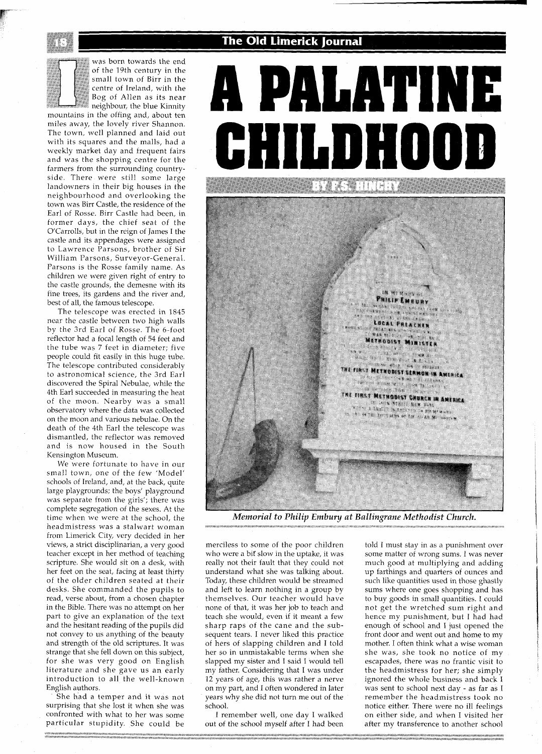# A PALATINE CHILDHOOD

BY P.S. HINCHY

I was born towards the end of the 19th century in the small town of Birr in the centre of Ireland, with the Bog of Allen as its near neighbour, the blue Kinnity mountains in the offing and, about ten miles away, the lovely river Shannon. The town, well planned and laid out with its squares and the malls, had a weekly market day and frequent fairs and was the shopping centre for the farmers from the surrounding countryside. There were still some large landowners in their big houses in the neighbourhood and overlooking the town was Birr Castle, the residence of the Earl of Rosse. Birr Castle had been, in former days, the chief seat of the O'Carrolls, but in the reign of James I the castle and its appendages were assigned to Lawrence Parsons, brother of Sir William Parsons, Surveyor-General. Parsons is the Rosse family name. As children we were given right of entry to the castle grounds, the demesne with its fine trees, its gardens and the river and, best of all, the famous telescope.

The telescope was erected in 1845 near the castle between two high walls by the 3rd Earl of Rosse. The 6-foot reflector had a focal length of 54 feet and the tube was 7 feet in diameter; five people could fit easily in this huge tube. The telescope contributed considerably to astronomical science, the 3rd Earl discovered the Spiral Nebulae, while the 4th Earl succeeded in measuring the heat of the moon. Nearby was a small observatory where the data was collected on the moon and various nebulae. On the death of the 4th Earl the telescope was dismantled, the reflector was removed and is now housed in the South Kensington Museum.

We were fortunate to have in our small town, one of the few 'Model' schools of Ireland, and, at the back, quite large playgrounds; the boys' playground was separate from the girls'; there was complete segregation of the sexes. At the time when we were at the school, the headmistress was a stalwart woman from Limerick City, very decided in her views, a strict disciplinarian, a very good teacher except in her method of teaching scripture. She would sit on a desk, with her feet on the seat, facing at least thirty of the older children seated at their desks. She commanded the pupils to read, verse about, from a chosen chapter in the Bible. There was no attempt on her part to give an explanation of the text and the hesitant reading of the pupils did not convey to us anything of the beauty and strength of the old scriptures. It was strange that she fell down on this subject, for she was very good on English literature and she gave us an early introduction to all the well-known English authors.

She had a temper and it was not surprising that she lost it when she was confronted with what to her was some particular stupidity. She could be merciless to some of the poor children who were a bit slow in the uptake, it was really not their fault that they could not understand what she was talking about. Today, these children would be streamed and left to learn nothing in a group by themselves. Our teacher would have none of that, it was her job to teach and teach she would, even if it meant a few sharp raps of the cane and the subsequent tears. I never liked this practice of hers of slapping children and I told her so in unmistakable terms when she slapped my sister and I said I would tell my father. Considering that I was under 12 years of age, this was rather a nerve on my part, and I often wondered in later years why she did not turn me out of the school.

I remember well, one day I walked out of the school myself after I had been told I must stay in as a punishment over some matter of wrong sums. I was never much good at multiplying and adding up farthings and quarters of ounces and such like quantities used in those ghastly sums where one goes shopping and has to buy goods in small quantities. I could not get the wretched sum right and hence my punishment, but I had had enough of school and I just opened the front door and went out and home to my mother. I often think what a wise woman she was, she took no notice of my escapades, there was no frantic visit to the headmistress for her; she simply ignored the whole business and back I was sent to school next day - as far as I remember the headmistress took no notice either. There were no ill feelings on either side, and when I visited her after my transference to another school

*Memorial to Philip Embury at Ballingrane Methodist Church.*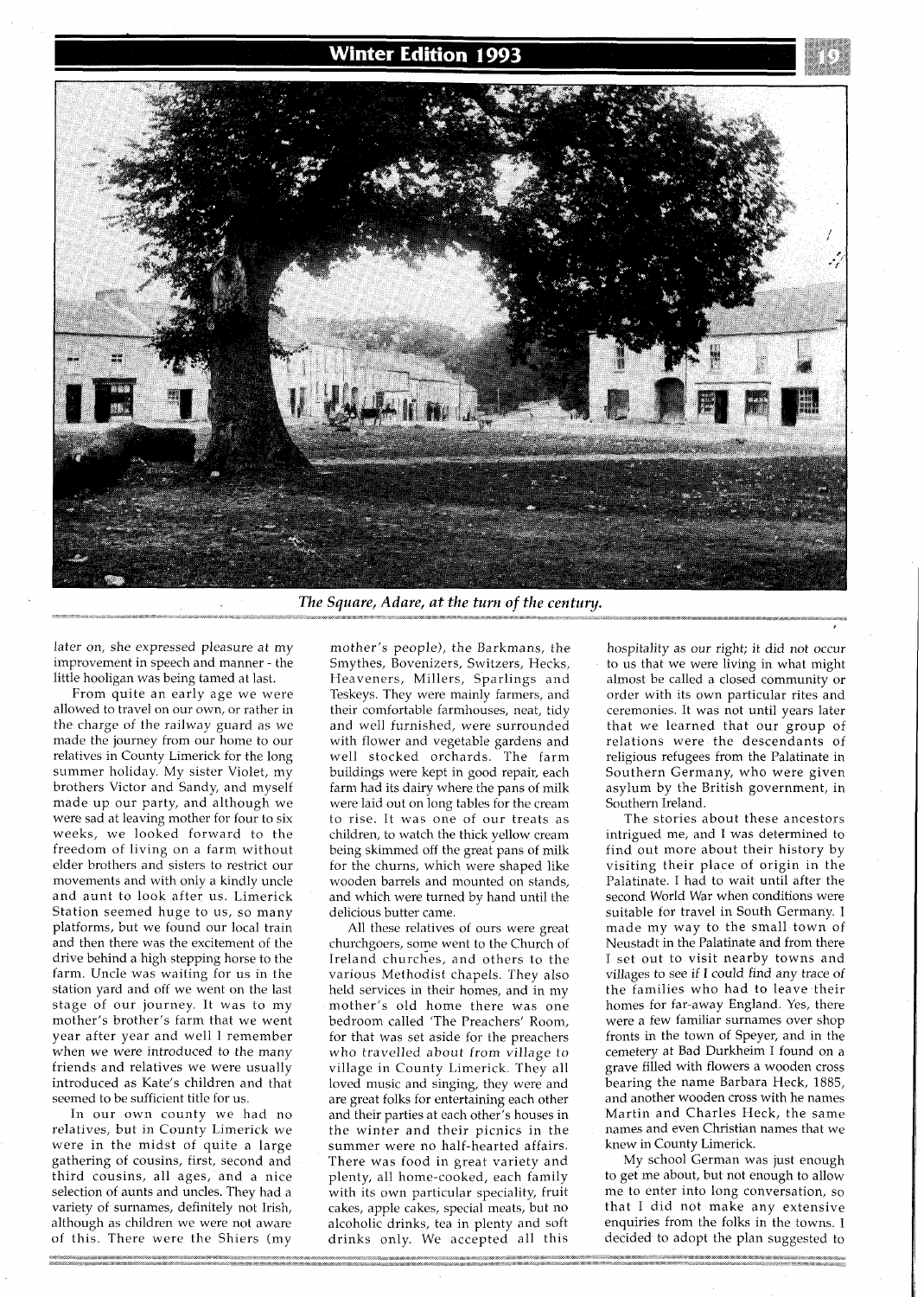*The Square, Adare, at the turn of the century.*

later on, she expressed pleasure at my improvement in speech and manner - the little hooligan was being tamed at last.

From quite an early age we were allowed to travel on our own, or rather in the charge of the railway guard as we made the journey from our home to our relatives in County Limerick for the long summer holiday. My sister Violet, my brothers Victor and Sandy, and myself made up our party, and although we were sad at leaving mother for four to six weeks, we looked forward to the freedom of living on a farm without elder brothers and sisters to restrict our movements and with only a kindly uncle and aunt to look after us. Limerick Station seemed huge to us, so many platforms, but we found our local train and then there was the excitement of the drive behind a high stepping horse to the farm. Uncle was waiting for us in the station yard and off we went on the last stage of our journey. It was to my mother's brother's farm that we went year after year and well I remember when we were introduced to the many friends and relatives we were usually introduced as Kate's children and that seemed to be sufficient title for us.

In our own county we had no relatives, but in County Limerick we were in the midst of quite a large gathering of cousins, first, second and third cousins, all ages, and a nice selection of aunts and uncles. They had a variety of surnames, definitely not Irish, although as children we were not aware of this. There were the Shiers (my mother's people), the Barkmans, the Smythes, Bovenizers, Switzers, Hecks, Heaveners, Millers, Sparlings and Teskeys. They were mainly farmers, and their comfortable farmhouses, neat, tidy and well furnished, were surrounded with flower and vegetable gardens and well stocked orchards. The farm buildings were kept in good repair, each farm had its dairy where the pans of milk were laid out on long tables for the cream to rise. It was one of our treats as children, to watch the thick yellow cream being skimmed off the great pans of milk for the churns, which were shaped like wooden barrels and mounted on stands, and which were turned by hand until the delicious butter came.

All these relatives of ours were great churchgoers, some went to the Church of Ireland churches, and others to the various Methodist chapels. They also held services in their homes, and in my mother's old home there was one bedroom called 'The Preachers' Room, for that was set aside for the preachers who travelled about from village to village in County Limerick. They all loved music and singing, they were and are great folks for entertaining each other and their parties at each other's houses in the winter and their picnics in the summer were no half-hearted affairs. There was food in great variety and plenty, all home-cooked, each family with its own particular speciality, fruit cakes, apple cakes, special meats, but no alcoholic drinks, tea in plenty and soft drinks only. We accepted all this hospitality as our right; it did not occur to us that we were living in what might almost be called a closed community or order with its own particular rites and ceremonies. It was not until years later that we learned that our group of relations were the descendants of religious refugees from the Palatinate in Southern Germany, who were given asylum by the British government, in Southern Ireland.

The stories about these ancestors intrigued me, and I was determined to find out more about their history by visiting their place of origin in the Palatinate. I had to wait until after the second World War when conditions were suitable for travel in South Germany. I made my way to the small town of Neustadt in the Palatinate and from there I set out to visit nearby towns and villages to see if I could find any trace of the families who had to leave their homes for far-away England. Yes, there were a few familiar surnames over shop fronts in the town of Speyer, and in the cemetery at Bad Durkheim I found on a grave filled with flowers a wooden cross bearing the name Barbara Heck, 1885, and another wooden cross with he names Martin and Charles Heck, the same names and even Christian names that we knew in County Limerick.

My school German was just enough to get me about, but not enough to allow me to enter into long conversation, so that I did not make any extensive enquiries from the folks in the towns. I decided to adopt the plan suggested to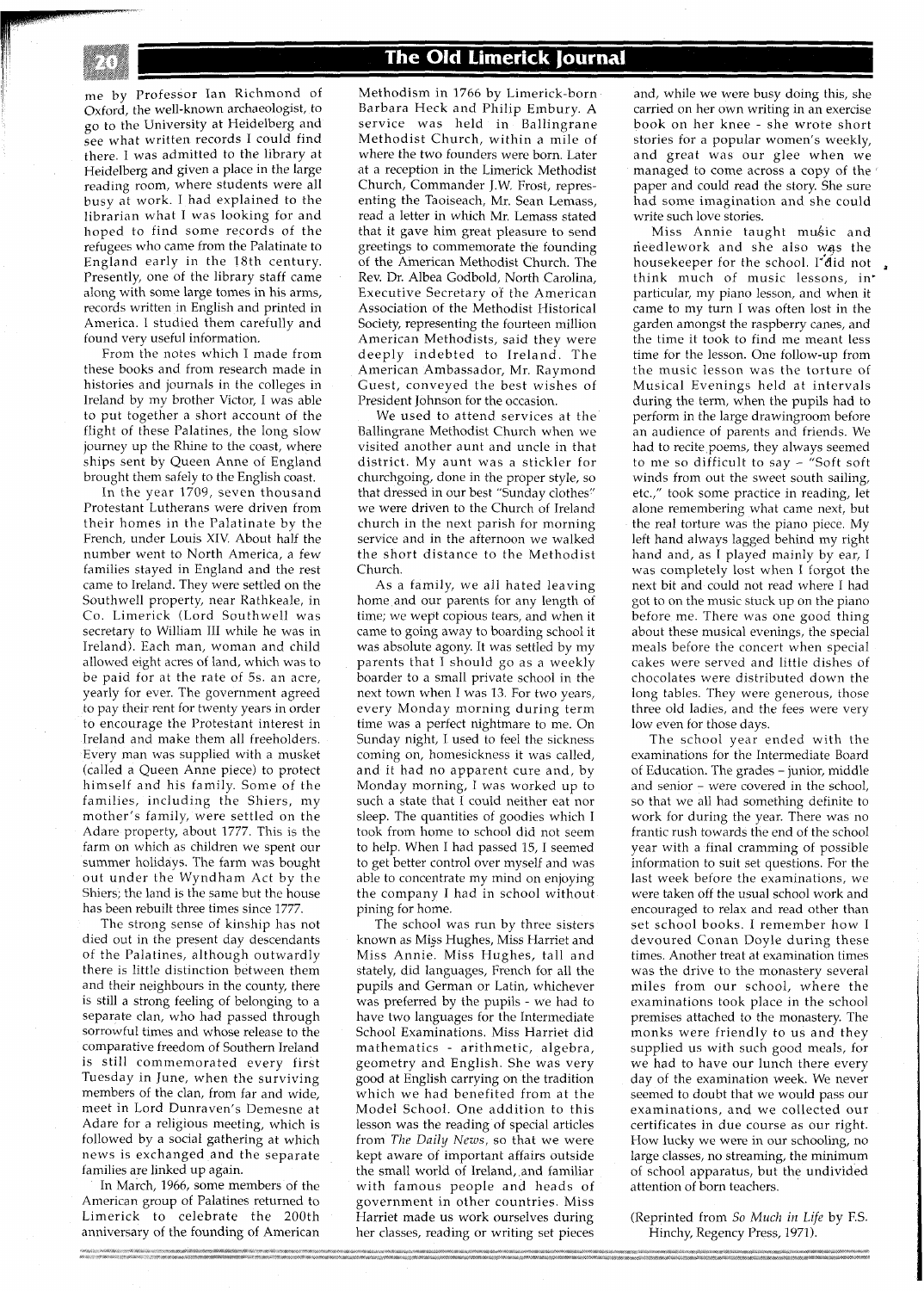me by Professor Ian Richmond of Oxford, the well-known archaeologist, to go to the University at Heidelberg and see what written records I could find there. I was admitted to the library at Heidelberg and given a place in the large reading room, where students were all busy at work. I had explained to the librarian what I was looking for and hoped to find some records of the refugees who came from the Palatinate to England early in the 18th century. Presently, one of the library staff came along with some large tomes in his arms, records written in English and printed in America. I studied them carefully and found very useful information.

From the notes which I made from these books and from research made in histories and journals in the colleges in Ireland by my brother Victor, I was able to put together a short account of the flight of these Palatines, the long slow journey up the Rhine to the coast, where ships sent by Queen Anne of England brought them safely to the English coast.

In the year 1709, seven thousand Protestant Lutherans were driven from their homes in the Palatinate by the French, under Louis XIV. About half the number went to North America, a few families stayed in England and the rest came to Ireland. They were settled on the Southwell property, near Rathkeale, in Co. Limerick (Lord Southwell was secretary to William III while he was in Ireland). Each man, woman and child allowed eight acres of land, which was to be paid for at the rate of 5s. an acre, yearly for ever. The government agreed to pay their rent for twenty years in order to encourage the Protestant interest in Ireland and make them all freeholders. Every man was supplied with a musket (called a Queen Anne piece) to protect himself and his family. Some of the families, including the Shiers, my mother's family, were settled on the Adare property, about 1777. This is the farm on which as children we spent our summer holidays. The farm was bought out under the Wyndham Act by the Shiers; the land is the same but the house has been rebuilt three times since 1777.

The strong sense of kinship has not died out in the present day descendants of the Palatines, although outwardly there is little distinction between them and their neighbours in the county, there is still a strong feeling of belonging to a separate clan, who had passed through sorrowful times and whose release to the comparative freedom of Southern Ireland is still commemorated every first Tuesday in June, when the surviving members of the clan, from far and wide, meet in Lord Dunraven's Demesne at Adare for a religious meeting, which is followed by a social gathering at which news is exchanged and the separate families are linked up again.

In March, 1966, some members of the American group of Palatines returned to Limerick to celebrate the 200th anniversary of the founding of American Methodism in 1766 by Limerick-born Barbara Heck and Philip Embury. A service was held in Ballingrane Methodist Church, within a mile of where the two founders were born. Later at a reception in the Limerick Methodist Church, Commander J.W. Frost, representing the Taoiseach, Mr. Sean Lemass, read a letter in which Mr. Lemass stated that it gave him great pleasure to send greetings to commemorate the founding of the American Methodist Church. The Rev. Dr. Albea Godbold, North Carolina, Executive Secretary of the American Association of the Methodist Historical Society, representing the fourteen million American Methodists, said they were deeply indebted to Ireland. The American Ambassador, Mr. Raymond Guest, conveyed the best wishes of President Johnson for the occasion.

We used to attend services at the Ballingrane Methodist Church when we visited another aunt and uncle in that district. My aunt was a stickler for churchgoing, done in the proper style, so that dressed in our best "Sunday clothes" we were driven to the Church of Ireland church in the next parish for morning service and in the afternoon we walked the short distance to the Methodist Church.

As a family, we all hated leaving home and our parents for any length of time; we wept copious tears, and when it came to going away to boarding school it was absolute agony. It was settled by my parents that I should go as a weekly boarder to a small private school in the next town when I was 13. For two years, every Monday morning during term time was a perfect nightmare to me. On Sunday night, I used to feel the sickness coming on, homesickness it was called, and it had no apparent cure and, by Monday morning, I was worked up to such a state that I could neither eat nor sleep. The quantities of goodies which I took from home to school did not seem to help. When I had passed 15, I seemed to get better control over myself and was able to concentrate my mind on enjoying the company I had in school without pining for home.

The school was run by three sisters known as Miss Hughes, Miss Harriet and Miss Annie. Miss Hughes, tall and stately, did languages, French for all the pupils and German or Latin, whichever was preferred by the pupils - we had to have two languages for the Intermediate School Examinations. Miss Harriet did mathematics - arithmetic, algebra, geometry and English. She was very good at English carrying on the tradition which we had benefited from at the Model School. One addition to this lesson was the reading of special articles from *The Daily News*, so that we were kept aware of important affairs outside the small world of Ireland, and familiar with famous people and heads of government in other countries. Miss Harriet made us work ourselves during her classes, reading or writing set pieces and, while we were busy doing this, she carried on her own writing in an exercise book on her knee - she wrote short stories for a popular women's weekly, and great was our glee when we managed to come across a copy of the paper and could read the story. She sure had some imagination and she could write such love stories.

Miss Annie taught music and needlework and she also was the housekeeper for the school. I did not think much of music lessons, in particular, my piano lesson, and when it came to my turn I was often lost in the garden amongst the raspberry canes, and the time it took to find me meant less time for the lesson. One follow-up from the music lesson was the torture of Musical Evenings held at intervals during the term, when the pupils had to perform in the large drawingroom before an audience of parents and friends. We had to recite poems, they always seemed to me so difficult to say – "Soft soft winds from out the sweet south sailing, etc.," took some practice in reading, let alone remembering what came next, but the real torture was the piano piece. My left hand always lagged behind my right hand and, as I played mainly by ear, I was completely lost when I forgot the next bit and could not read where I had got to on the music stuck up on the piano before me. There was one good thing about these musical evenings, the special meals before the concert when special cakes were served and little dishes of chocolates were distributed down the long tables. They were generous, those three old ladies, and the fees were very low even for those days.

The school year ended with the examinations for the Intermediate Board of Education. The grades – junior, middle and senior – were covered in the school, so that we all had something definite to work for during the year. There was no frantic rush towards the end of the school year with a final cramming of possible information to suit set questions. For the last week before the examinations, we were taken off the usual school work and encouraged to relax and read other than set school books. I remember how I devoured Conan Doyle during these times. Another treat at examination times was the drive to the monastery several miles from our school, where the examinations took place in the school premises attached to the monastery. The monks were friendly to us and they supplied us with such good meals, for we had to have our lunch there every day of the examination week. We never seemed to doubt that we would pass our examinations, and we collected our certificates in due course as our right. How lucky we were in our schooling, no large classes, no streaming, the minimum of school apparatus, but the undivided attention of born teachers.

(Reprinted from *So Much in Life* by F.S. Hinchy, Regency Press, 1971).